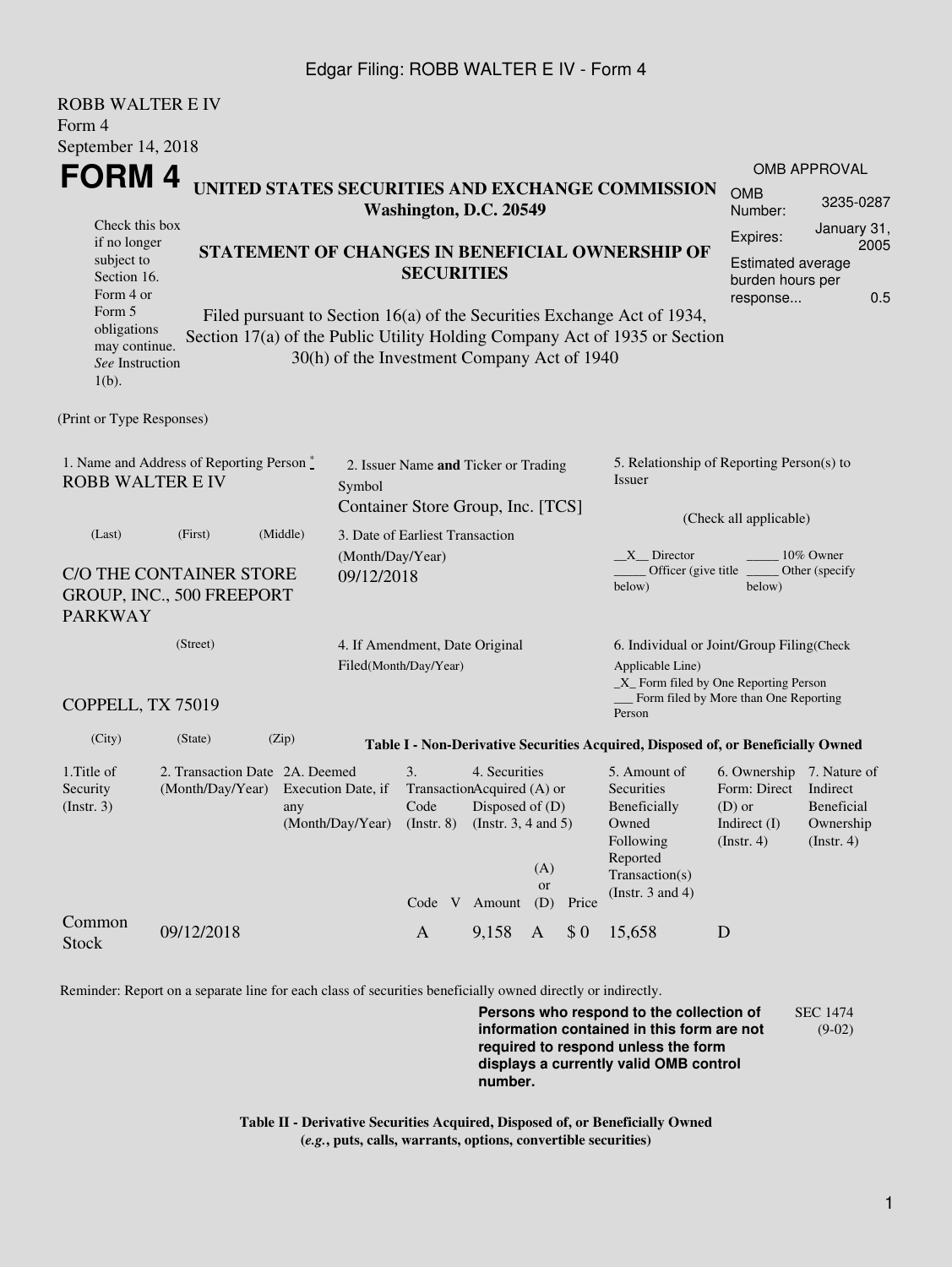ROBB WALTER E IV
Form 4
September 14, 2018

# FORM 4

## UNITED STATES SECURITIES AND EXCHANGE COMMISSION
**Washington, D.C. 20549**

Check this box if no longer subject to Section 16. Form 4 or Form 5 obligations may continue. *See* Instruction 1(b).

## STATEMENT OF CHANGES IN BENEFICIAL OWNERSHIP OF SECURITIES

Filed pursuant to Section 16(a) of the Securities Exchange Act of 1934, Section 17(a) of the Public Utility Holding Company Act of 1935 or Section 30(h) of the Investment Company Act of 1940

| OMB APPROVAL | |
|---|---|
| OMB Number: | 3235-0287 |
| Expires: | January 31, 2005 |
| Estimated average burden hours per response... | 0.5 |

(Print or Type Responses)

1. Name and Address of Reporting Person *
ROBB WALTER E IV

(Last) (First) (Middle)

C/O THE CONTAINER STORE GROUP, INC., 500 FREEPORT PARKWAY

(Street)

COPPELL, TX 75019

(City) (State) (Zip)

2. Issuer Name **and** Ticker or Trading Symbol
Container Store Group, Inc. [TCS]

3. Date of Earliest Transaction (Month/Day/Year)
09/12/2018

4. If Amendment, Date Original Filed(Month/Day/Year)

5. Relationship of Reporting Person(s) to Issuer

(Check all applicable)

\_\_X\_\_ Director \_\_\_\_\_ 10% Owner
\_\_\_\_\_ Officer (give title below) \_\_\_\_\_ Other (specify below)

6. Individual or Joint/Group Filing(Check Applicable Line)
\_X\_ Form filed by One Reporting Person
\_\_\_ Form filed by More than One Reporting Person

**Table I - Non-Derivative Securities Acquired, Disposed of, or Beneficially Owned**

| 1.Title of Security (Instr. 3) | 2. Transaction Date (Month/Day/Year) | 2A. Deemed Execution Date, if any (Month/Day/Year) | 3. Transaction Code (Instr. 8) | | 4. Securities Acquired (A) or Disposed of (D) (Instr. 3, 4 and 5) | | | 5. Amount of Securities Beneficially Owned Following Reported Transaction(s) (Instr. 3 and 4) | 6. Ownership Form: Direct (D) or Indirect (I) (Instr. 4) | 7. Nature of Indirect Beneficial Ownership (Instr. 4) |
|---|---|---|---|---|---|---|---|---|---|---|
| | | | Code | V | Amount | (A) or (D) | Price | | | |
| Common Stock | 09/12/2018 | | A | | 9,158 | A | $ 0 | 15,658 | D | |

Reminder: Report on a separate line for each class of securities beneficially owned directly or indirectly.

**Persons who respond to the collection of information contained in this form are not required to respond unless the form displays a currently valid OMB control number.**

SEC 1474 (9-02)

**Table II - Derivative Securities Acquired, Disposed of, or Beneficially Owned**
**(*e.g.*, puts, calls, warrants, options, convertible securities)**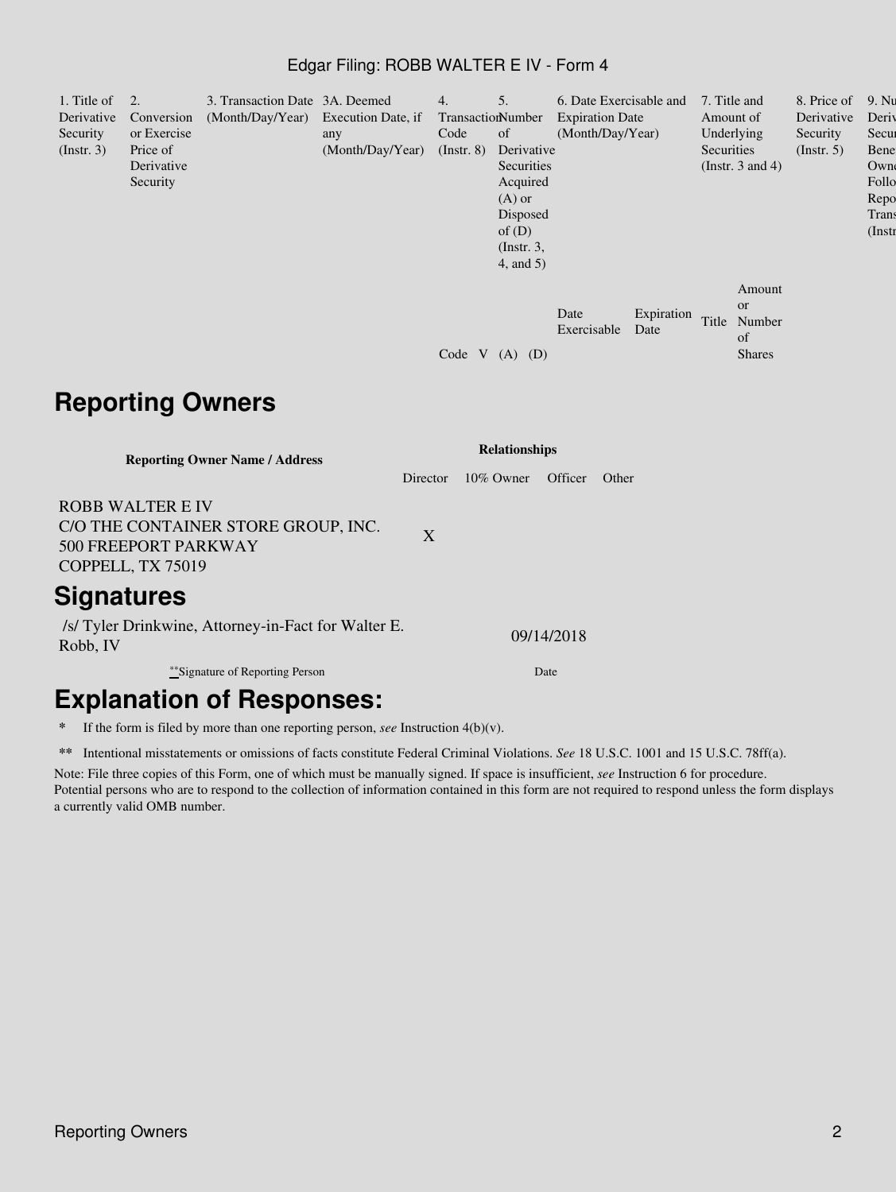| 1. Title of Derivative Security (Instr. 3) | 2. Conversion or Exercise Price of Derivative Security | 3. Transaction Date (Month/Day/Year) | 3A. Deemed Execution Date, if any (Month/Day/Year) | 4. Transaction Code (Instr. 8) | | 5. Number of Derivative Securities Acquired (A) or Disposed of (D) (Instr. 3, 4, and 5) | | 6. Date Exercisable and Expiration Date (Month/Day/Year) | | 7. Title and Amount of Underlying Securities (Instr. 3 and 4) | | 8. Price of Derivative Security (Instr. 5) | 9. Nu Deriv Secur Bene Owne Follo Repo Trans (Instr |
|---|---|---|---|---|---|---|---|---|---|---|---|---|---|
| | | | | Code | V | (A) | (D) | Date Exercisable | Expiration Date | Title | Amount or Number of Shares | | |

## Reporting Owners

| Reporting Owner Name / Address | Relationships | | | |
|---|---|---|---|---|
| | Director | 10% Owner | Officer | Other |
| ROBB WALTER E IV<br>C/O THE CONTAINER STORE GROUP, INC.<br>500 FREEPORT PARKWAY<br>COPPELL, TX 75019 | X | | | |

## Signatures

| | |
|---|---|
| /s/ Tyler Drinkwine, Attorney-in-Fact for Walter E. Robb, IV | 09/14/2018 |
| **Signature of Reporting Person | Date |

## Explanation of Responses:

\* If the form is filed by more than one reporting person, *see* Instruction 4(b)(v).

** Intentional misstatements or omissions of facts constitute Federal Criminal Violations. *See* 18 U.S.C. 1001 and 15 U.S.C. 78ff(a).

Note: File three copies of this Form, one of which must be manually signed. If space is insufficient, *see* Instruction 6 for procedure.
Potential persons who are to respond to the collection of information contained in this form are not required to respond unless the form displays a currently valid OMB number.